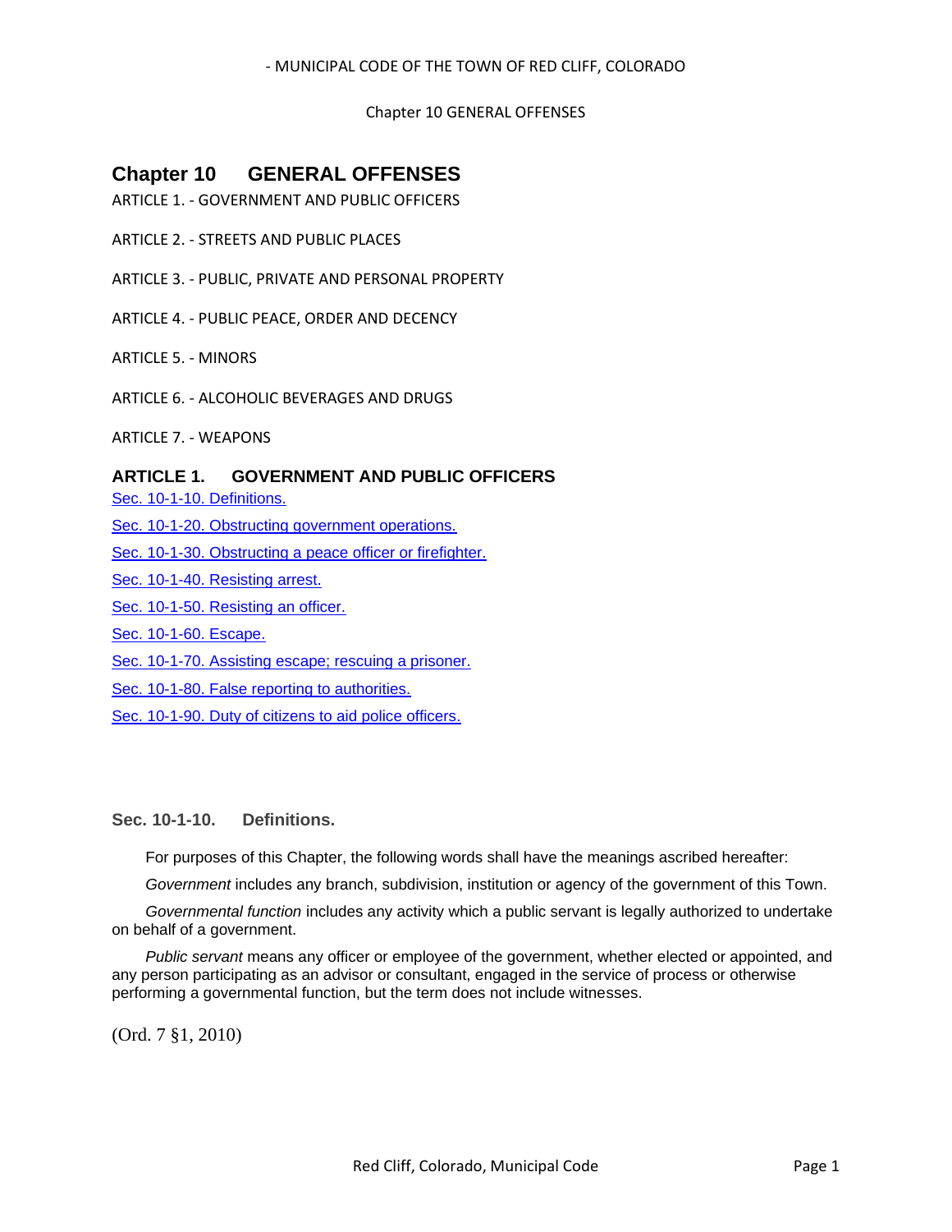# Chapter 10 GENERAL OFFENSES

ARTICLE 1. - GOVERNMENT AND PUBLIC OFFICERS

ARTICLE 2. - STREETS AND PUBLIC PLACES

ARTICLE 3. - PUBLIC, PRIVATE AND PERSONAL PROPERTY

ARTICLE 4. - PUBLIC PEACE, ORDER AND DECENCY

ARTICLE 5. - MINORS

ARTICLE 6. - ALCOHOLIC BEVERAGES AND DRUGS

ARTICLE 7. - WEAPONS

## ARTICLE 1. GOVERNMENT AND PUBLIC OFFICERS

Sec. 10-1-10. Definitions.

Sec. 10-1-20. Obstructing government operations.

Sec. 10-1-30. Obstructing a peace officer or firefighter.

Sec. 10-1-40. Resisting arrest.

Sec. 10-1-50. Resisting an officer.

Sec. 10-1-60. Escape.

Sec. 10-1-70. Assisting escape; rescuing a prisoner.

Sec. 10-1-80. False reporting to authorities.

Sec. 10-1-90. Duty of citizens to aid police officers.

### Sec. 10-1-10. Definitions.

For purposes of this Chapter, the following words shall have the meanings ascribed hereafter:

*Government* includes any branch, subdivision, institution or agency of the government of this Town.

*Governmental function* includes any activity which a public servant is legally authorized to undertake on behalf of a government.

*Public servant* means any officer or employee of the government, whether elected or appointed, and any person participating as an advisor or consultant, engaged in the service of process or otherwise performing a governmental function, but the term does not include witnesses.

(Ord. 7 §1, 2010)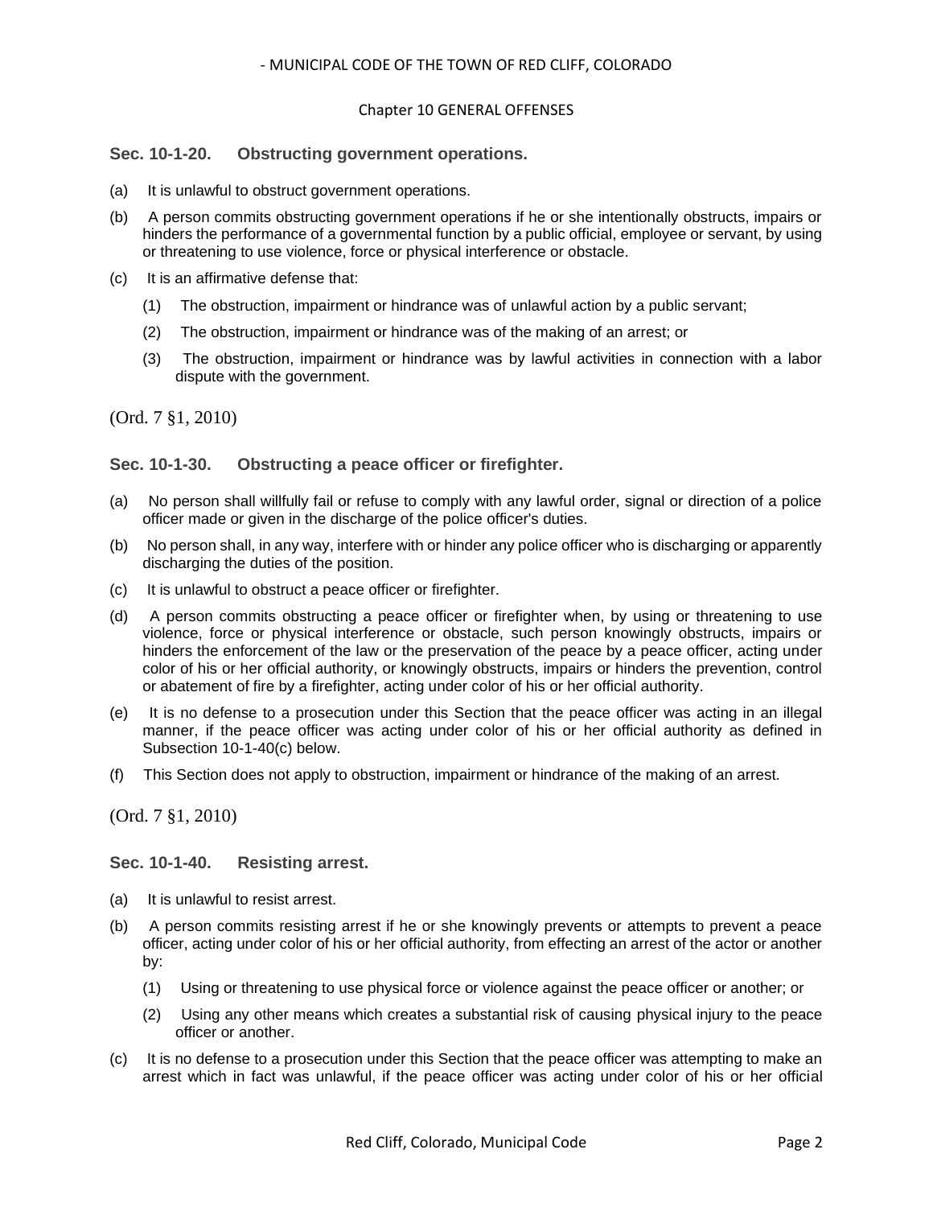### Sec. 10-1-20. Obstructing government operations.

(a) It is unlawful to obstruct government operations.

(b) A person commits obstructing government operations if he or she intentionally obstructs, impairs or hinders the performance of a governmental function by a public official, employee or servant, by using or threatening to use violence, force or physical interference or obstacle.

(c) It is an affirmative defense that:

(1) The obstruction, impairment or hindrance was of unlawful action by a public servant;

(2) The obstruction, impairment or hindrance was of the making of an arrest; or

(3) The obstruction, impairment or hindrance was by lawful activities in connection with a labor dispute with the government.

(Ord. 7 §1, 2010)

### Sec. 10-1-30. Obstructing a peace officer or firefighter.

(a) No person shall willfully fail or refuse to comply with any lawful order, signal or direction of a police officer made or given in the discharge of the police officer's duties.

(b) No person shall, in any way, interfere with or hinder any police officer who is discharging or apparently discharging the duties of the position.

(c) It is unlawful to obstruct a peace officer or firefighter.

(d) A person commits obstructing a peace officer or firefighter when, by using or threatening to use violence, force or physical interference or obstacle, such person knowingly obstructs, impairs or hinders the enforcement of the law or the preservation of the peace by a peace officer, acting under color of his or her official authority, or knowingly obstructs, impairs or hinders the prevention, control or abatement of fire by a firefighter, acting under color of his or her official authority.

(e) It is no defense to a prosecution under this Section that the peace officer was acting in an illegal manner, if the peace officer was acting under color of his or her official authority as defined in Subsection 10-1-40(c) below.

(f) This Section does not apply to obstruction, impairment or hindrance of the making of an arrest.

(Ord. 7 §1, 2010)

### Sec. 10-1-40. Resisting arrest.

(a) It is unlawful to resist arrest.

(b) A person commits resisting arrest if he or she knowingly prevents or attempts to prevent a peace officer, acting under color of his or her official authority, from effecting an arrest of the actor or another by:

(1) Using or threatening to use physical force or violence against the peace officer or another; or

(2) Using any other means which creates a substantial risk of causing physical injury to the peace officer or another.

(c) It is no defense to a prosecution under this Section that the peace officer was attempting to make an arrest which in fact was unlawful, if the peace officer was acting under color of his or her official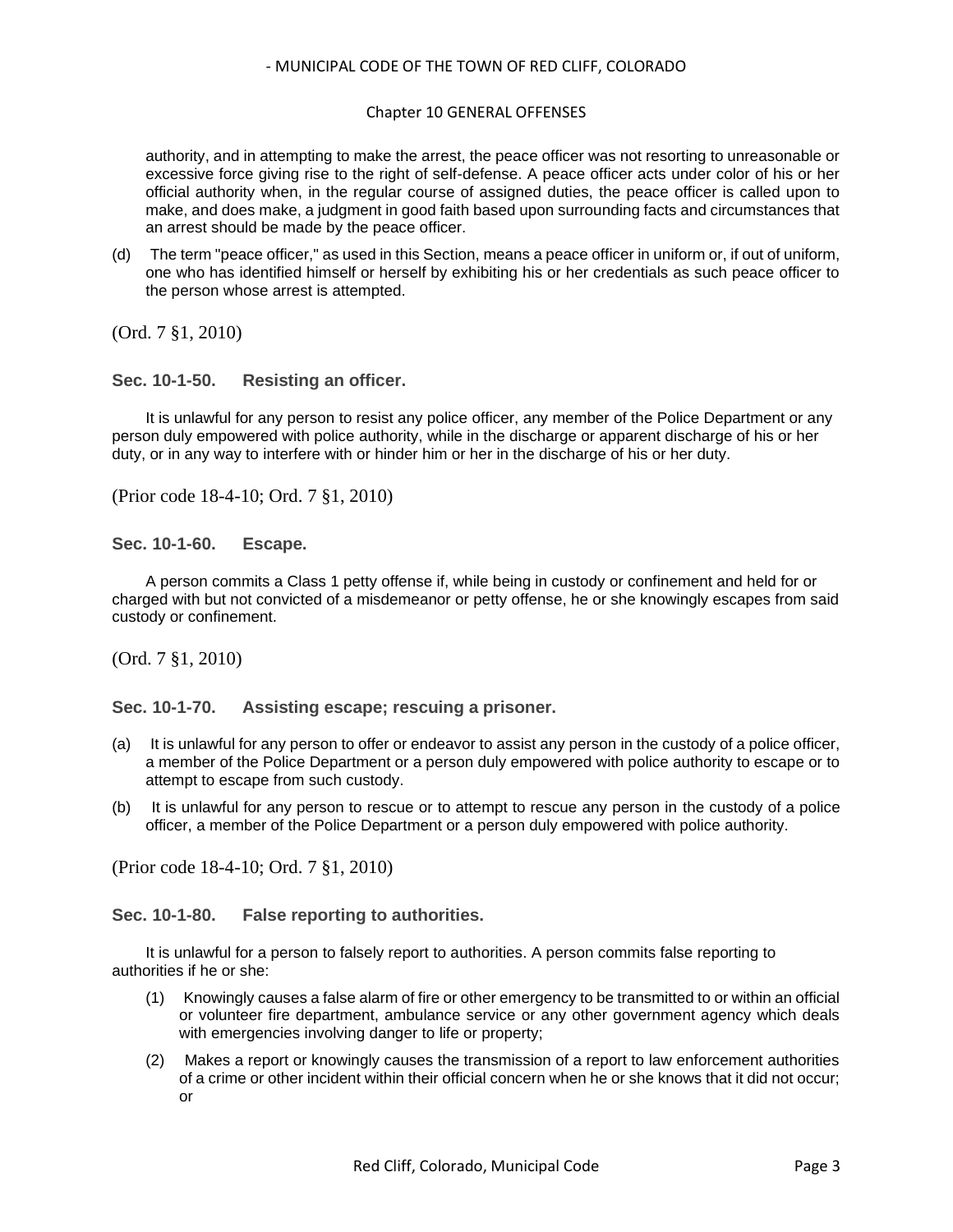authority, and in attempting to make the arrest, the peace officer was not resorting to unreasonable or excessive force giving rise to the right of self-defense. A peace officer acts under color of his or her official authority when, in the regular course of assigned duties, the peace officer is called upon to make, and does make, a judgment in good faith based upon surrounding facts and circumstances that an arrest should be made by the peace officer.

(d) The term "peace officer," as used in this Section, means a peace officer in uniform or, if out of uniform, one who has identified himself or herself by exhibiting his or her credentials as such peace officer to the person whose arrest is attempted.

(Ord. 7 §1, 2010)

### Sec. 10-1-50. Resisting an officer.

It is unlawful for any person to resist any police officer, any member of the Police Department or any person duly empowered with police authority, while in the discharge or apparent discharge of his or her duty, or in any way to interfere with or hinder him or her in the discharge of his or her duty.

(Prior code 18-4-10; Ord. 7 §1, 2010)

### Sec. 10-1-60. Escape.

A person commits a Class 1 petty offense if, while being in custody or confinement and held for or charged with but not convicted of a misdemeanor or petty offense, he or she knowingly escapes from said custody or confinement.

(Ord. 7 §1, 2010)

### Sec. 10-1-70. Assisting escape; rescuing a prisoner.

(a) It is unlawful for any person to offer or endeavor to assist any person in the custody of a police officer, a member of the Police Department or a person duly empowered with police authority to escape or to attempt to escape from such custody.

(b) It is unlawful for any person to rescue or to attempt to rescue any person in the custody of a police officer, a member of the Police Department or a person duly empowered with police authority.

(Prior code 18-4-10; Ord. 7 §1, 2010)

### Sec. 10-1-80. False reporting to authorities.

It is unlawful for a person to falsely report to authorities. A person commits false reporting to authorities if he or she:

(1) Knowingly causes a false alarm of fire or other emergency to be transmitted to or within an official or volunteer fire department, ambulance service or any other government agency which deals with emergencies involving danger to life or property;

(2) Makes a report or knowingly causes the transmission of a report to law enforcement authorities of a crime or other incident within their official concern when he or she knows that it did not occur; or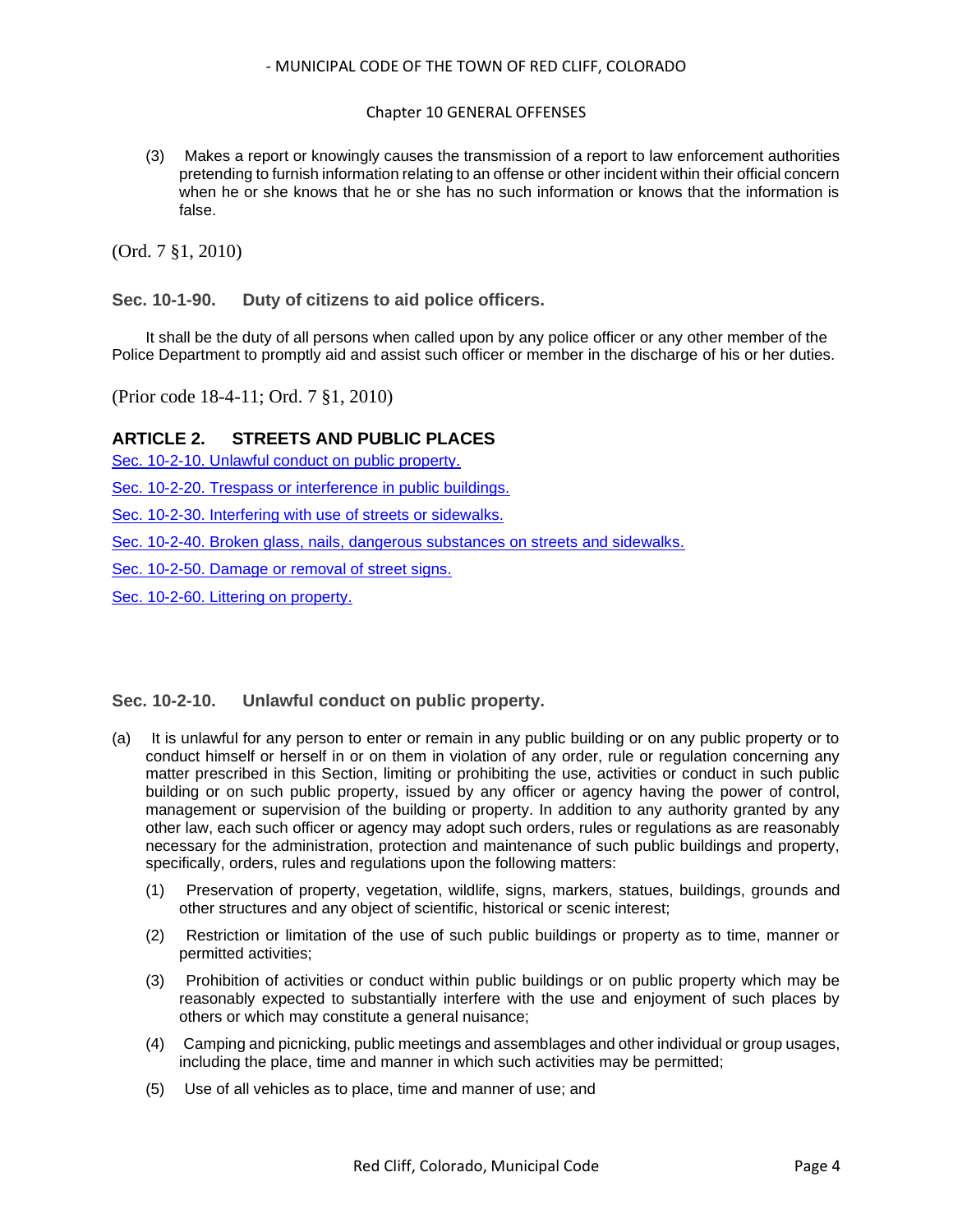(3) Makes a report or knowingly causes the transmission of a report to law enforcement authorities pretending to furnish information relating to an offense or other incident within their official concern when he or she knows that he or she has no such information or knows that the information is false.

(Ord. 7 §1, 2010)

### Sec. 10-1-90. Duty of citizens to aid police officers.

It shall be the duty of all persons when called upon by any police officer or any other member of the Police Department to promptly aid and assist such officer or member in the discharge of his or her duties.

(Prior code 18-4-11; Ord. 7 §1, 2010)

## ARTICLE 2. STREETS AND PUBLIC PLACES

Sec. 10-2-10. Unlawful conduct on public property.

Sec. 10-2-20. Trespass or interference in public buildings.

Sec. 10-2-30. Interfering with use of streets or sidewalks.

Sec. 10-2-40. Broken glass, nails, dangerous substances on streets and sidewalks.

Sec. 10-2-50. Damage or removal of street signs.

Sec. 10-2-60. Littering on property.

### Sec. 10-2-10. Unlawful conduct on public property.

(a) It is unlawful for any person to enter or remain in any public building or on any public property or to conduct himself or herself in or on them in violation of any order, rule or regulation concerning any matter prescribed in this Section, limiting or prohibiting the use, activities or conduct in such public building or on such public property, issued by any officer or agency having the power of control, management or supervision of the building or property. In addition to any authority granted by any other law, each such officer or agency may adopt such orders, rules or regulations as are reasonably necessary for the administration, protection and maintenance of such public buildings and property, specifically, orders, rules and regulations upon the following matters:

(1) Preservation of property, vegetation, wildlife, signs, markers, statues, buildings, grounds and other structures and any object of scientific, historical or scenic interest;

(2) Restriction or limitation of the use of such public buildings or property as to time, manner or permitted activities;

(3) Prohibition of activities or conduct within public buildings or on public property which may be reasonably expected to substantially interfere with the use and enjoyment of such places by others or which may constitute a general nuisance;

(4) Camping and picnicking, public meetings and assemblages and other individual or group usages, including the place, time and manner in which such activities may be permitted;

(5) Use of all vehicles as to place, time and manner of use; and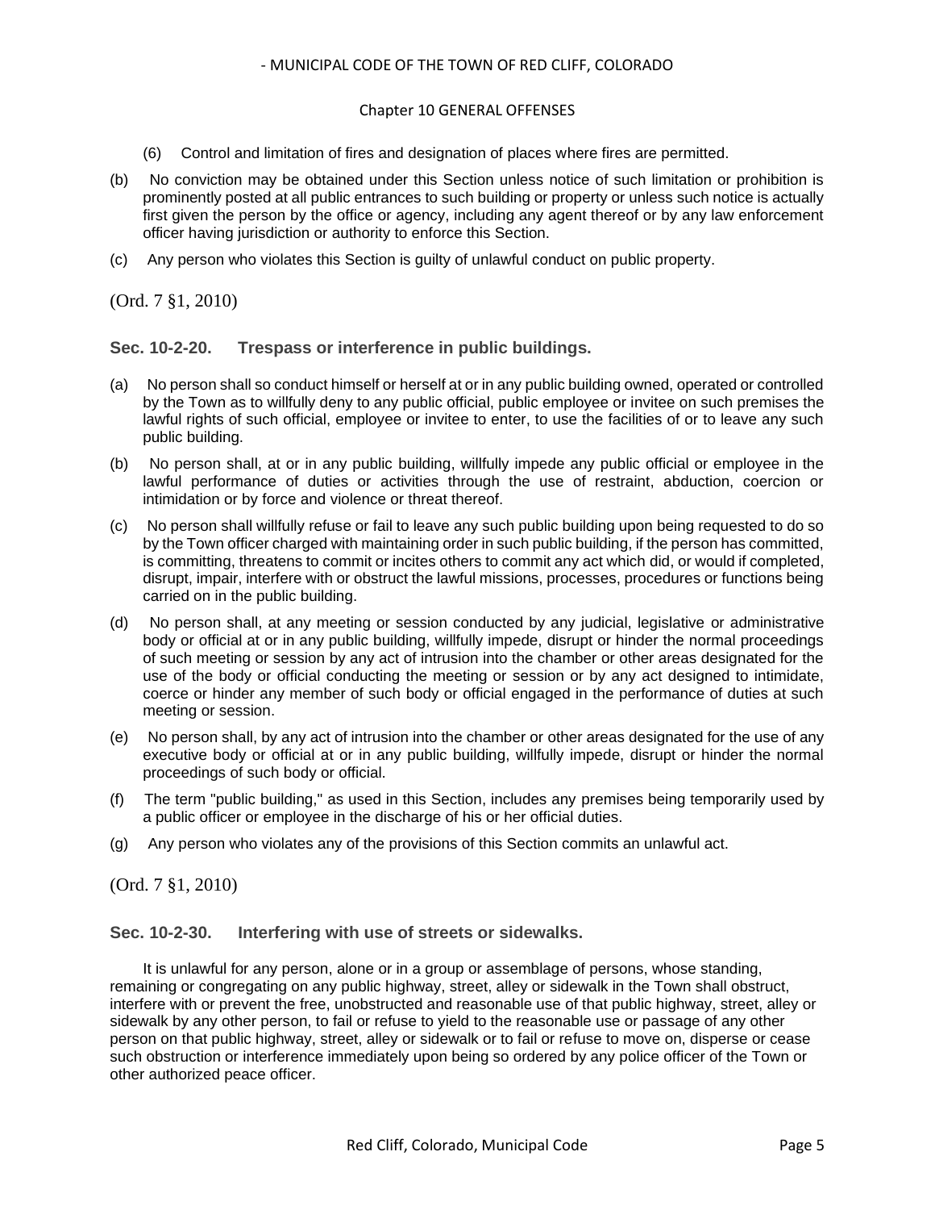(6) Control and limitation of fires and designation of places where fires are permitted.

(b) No conviction may be obtained under this Section unless notice of such limitation or prohibition is prominently posted at all public entrances to such building or property or unless such notice is actually first given the person by the office or agency, including any agent thereof or by any law enforcement officer having jurisdiction or authority to enforce this Section.

(c) Any person who violates this Section is guilty of unlawful conduct on public property.

(Ord. 7 §1, 2010)

### Sec. 10-2-20. Trespass or interference in public buildings.

(a) No person shall so conduct himself or herself at or in any public building owned, operated or controlled by the Town as to willfully deny to any public official, public employee or invitee on such premises the lawful rights of such official, employee or invitee to enter, to use the facilities of or to leave any such public building.

(b) No person shall, at or in any public building, willfully impede any public official or employee in the lawful performance of duties or activities through the use of restraint, abduction, coercion or intimidation or by force and violence or threat thereof.

(c) No person shall willfully refuse or fail to leave any such public building upon being requested to do so by the Town officer charged with maintaining order in such public building, if the person has committed, is committing, threatens to commit or incites others to commit any act which did, or would if completed, disrupt, impair, interfere with or obstruct the lawful missions, processes, procedures or functions being carried on in the public building.

(d) No person shall, at any meeting or session conducted by any judicial, legislative or administrative body or official at or in any public building, willfully impede, disrupt or hinder the normal proceedings of such meeting or session by any act of intrusion into the chamber or other areas designated for the use of the body or official conducting the meeting or session or by any act designed to intimidate, coerce or hinder any member of such body or official engaged in the performance of duties at such meeting or session.

(e) No person shall, by any act of intrusion into the chamber or other areas designated for the use of any executive body or official at or in any public building, willfully impede, disrupt or hinder the normal proceedings of such body or official.

(f) The term "public building," as used in this Section, includes any premises being temporarily used by a public officer or employee in the discharge of his or her official duties.

(g) Any person who violates any of the provisions of this Section commits an unlawful act.

(Ord. 7 §1, 2010)

### Sec. 10-2-30. Interfering with use of streets or sidewalks.

It is unlawful for any person, alone or in a group or assemblage of persons, whose standing, remaining or congregating on any public highway, street, alley or sidewalk in the Town shall obstruct, interfere with or prevent the free, unobstructed and reasonable use of that public highway, street, alley or sidewalk by any other person, to fail or refuse to yield to the reasonable use or passage of any other person on that public highway, street, alley or sidewalk or to fail or refuse to move on, disperse or cease such obstruction or interference immediately upon being so ordered by any police officer of the Town or other authorized peace officer.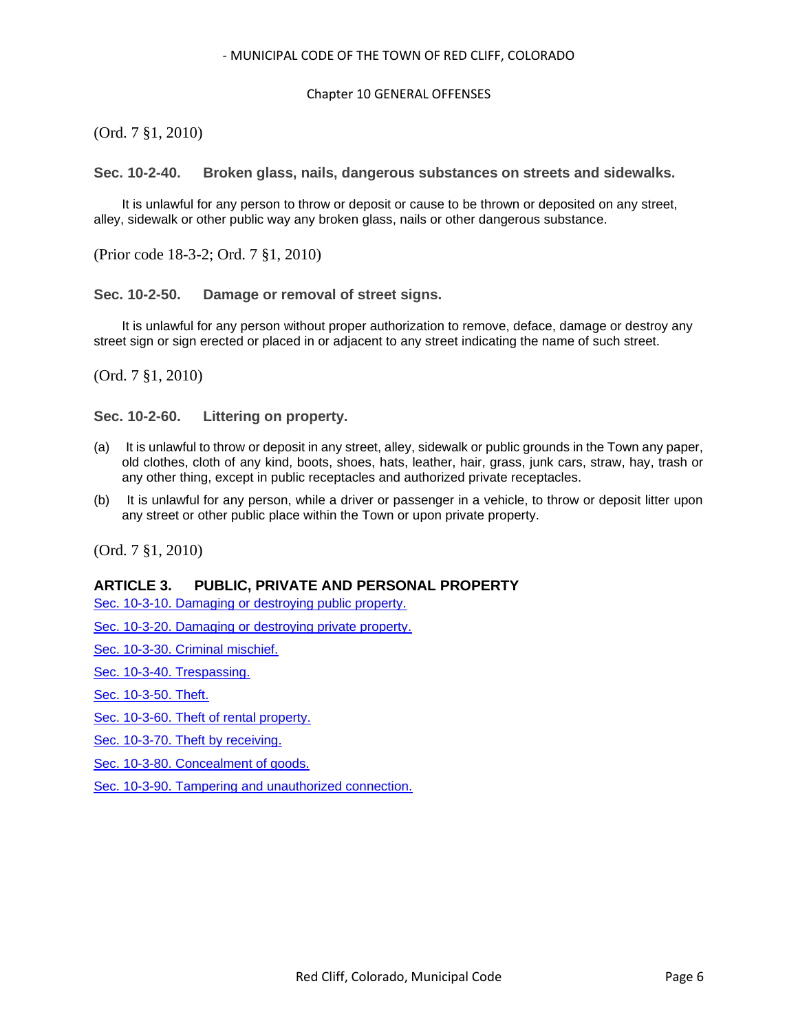(Ord. 7 §1, 2010)

### Sec. 10-2-40. Broken glass, nails, dangerous substances on streets and sidewalks.

It is unlawful for any person to throw or deposit or cause to be thrown or deposited on any street, alley, sidewalk or other public way any broken glass, nails or other dangerous substance.

(Prior code 18-3-2; Ord. 7 §1, 2010)

### Sec. 10-2-50. Damage or removal of street signs.

It is unlawful for any person without proper authorization to remove, deface, damage or destroy any street sign or sign erected or placed in or adjacent to any street indicating the name of such street.

(Ord. 7 §1, 2010)

### Sec. 10-2-60. Littering on property.

(a) It is unlawful to throw or deposit in any street, alley, sidewalk or public grounds in the Town any paper, old clothes, cloth of any kind, boots, shoes, hats, leather, hair, grass, junk cars, straw, hay, trash or any other thing, except in public receptacles and authorized private receptacles.

(b) It is unlawful for any person, while a driver or passenger in a vehicle, to throw or deposit litter upon any street or other public place within the Town or upon private property.

(Ord. 7 §1, 2010)

## ARTICLE 3. PUBLIC, PRIVATE AND PERSONAL PROPERTY

Sec. 10-3-10. Damaging or destroying public property.

Sec. 10-3-20. Damaging or destroying private property.

Sec. 10-3-30. Criminal mischief.

Sec. 10-3-40. Trespassing.

Sec. 10-3-50. Theft.

Sec. 10-3-60. Theft of rental property.

Sec. 10-3-70. Theft by receiving.

Sec. 10-3-80. Concealment of goods.

Sec. 10-3-90. Tampering and unauthorized connection.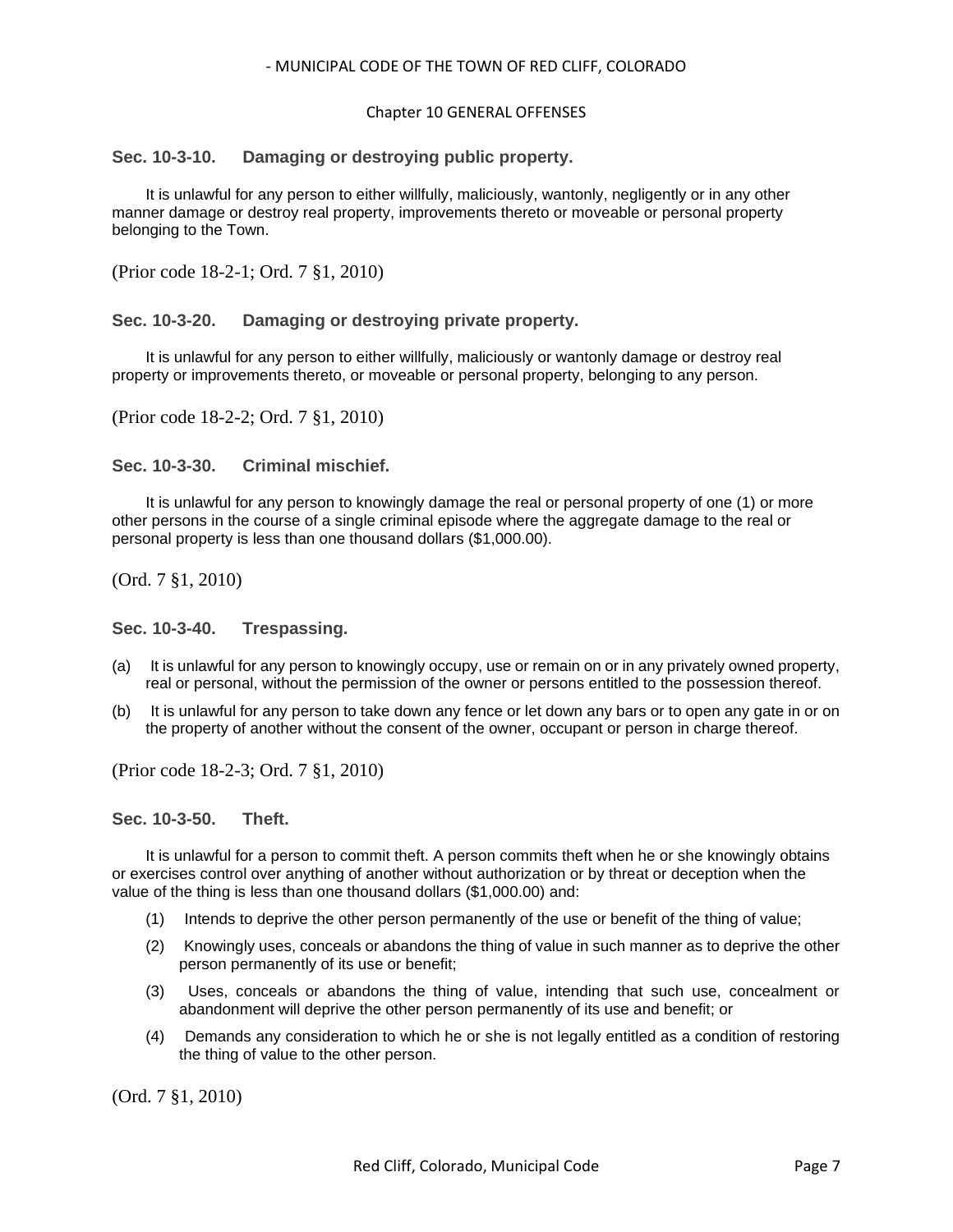### Sec. 10-3-10. Damaging or destroying public property.

It is unlawful for any person to either willfully, maliciously, wantonly, negligently or in any other manner damage or destroy real property, improvements thereto or moveable or personal property belonging to the Town.

(Prior code 18-2-1; Ord. 7 §1, 2010)

### Sec. 10-3-20. Damaging or destroying private property.

It is unlawful for any person to either willfully, maliciously or wantonly damage or destroy real property or improvements thereto, or moveable or personal property, belonging to any person.

(Prior code 18-2-2; Ord. 7 §1, 2010)

### Sec. 10-3-30. Criminal mischief.

It is unlawful for any person to knowingly damage the real or personal property of one (1) or more other persons in the course of a single criminal episode where the aggregate damage to the real or personal property is less than one thousand dollars ($1,000.00).

(Ord. 7 §1, 2010)

### Sec. 10-3-40. Trespassing.

(a) It is unlawful for any person to knowingly occupy, use or remain on or in any privately owned property, real or personal, without the permission of the owner or persons entitled to the possession thereof.

(b) It is unlawful for any person to take down any fence or let down any bars or to open any gate in or on the property of another without the consent of the owner, occupant or person in charge thereof.

(Prior code 18-2-3; Ord. 7 §1, 2010)

### Sec. 10-3-50. Theft.

It is unlawful for a person to commit theft. A person commits theft when he or she knowingly obtains or exercises control over anything of another without authorization or by threat or deception when the value of the thing is less than one thousand dollars ($1,000.00) and:

(1) Intends to deprive the other person permanently of the use or benefit of the thing of value;

(2) Knowingly uses, conceals or abandons the thing of value in such manner as to deprive the other person permanently of its use or benefit;

(3) Uses, conceals or abandons the thing of value, intending that such use, concealment or abandonment will deprive the other person permanently of its use and benefit; or

(4) Demands any consideration to which he or she is not legally entitled as a condition of restoring the thing of value to the other person.

(Ord. 7 §1, 2010)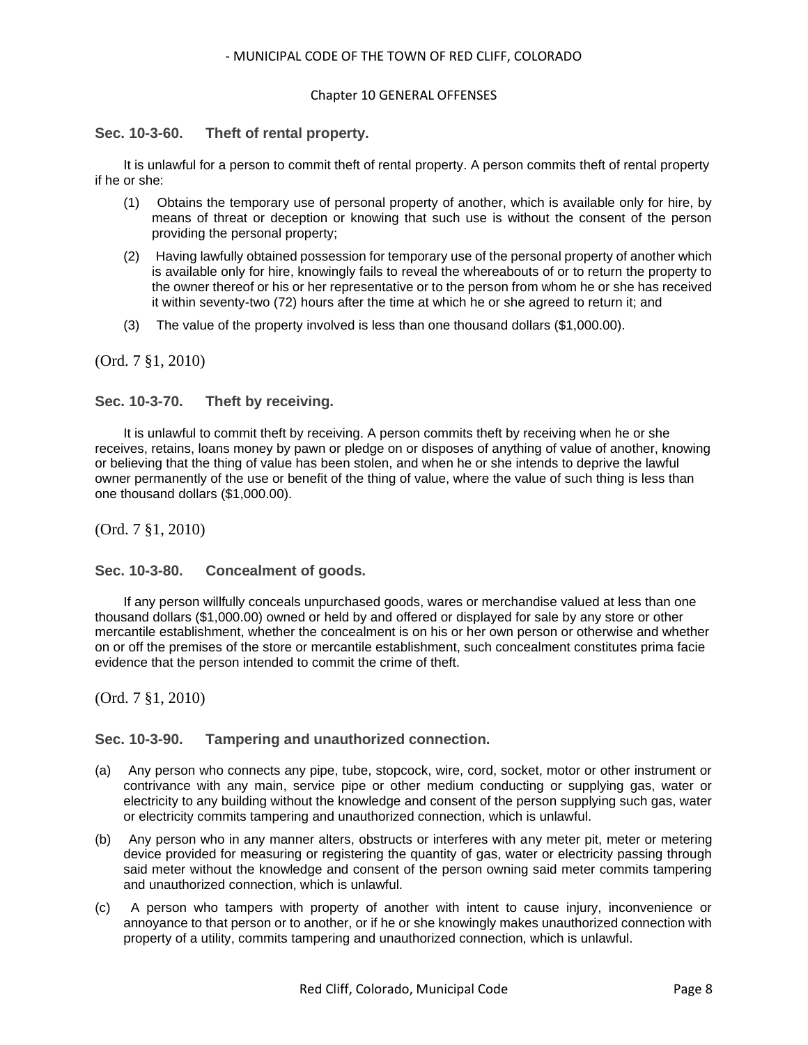### Sec. 10-3-60. Theft of rental property.

It is unlawful for a person to commit theft of rental property. A person commits theft of rental property if he or she:

(1) Obtains the temporary use of personal property of another, which is available only for hire, by means of threat or deception or knowing that such use is without the consent of the person providing the personal property;

(2) Having lawfully obtained possession for temporary use of the personal property of another which is available only for hire, knowingly fails to reveal the whereabouts of or to return the property to the owner thereof or his or her representative or to the person from whom he or she has received it within seventy-two (72) hours after the time at which he or she agreed to return it; and

(3) The value of the property involved is less than one thousand dollars ($1,000.00).

(Ord. 7 §1, 2010)

### Sec. 10-3-70. Theft by receiving.

It is unlawful to commit theft by receiving. A person commits theft by receiving when he or she receives, retains, loans money by pawn or pledge on or disposes of anything of value of another, knowing or believing that the thing of value has been stolen, and when he or she intends to deprive the lawful owner permanently of the use or benefit of the thing of value, where the value of such thing is less than one thousand dollars ($1,000.00).

(Ord. 7 §1, 2010)

### Sec. 10-3-80. Concealment of goods.

If any person willfully conceals unpurchased goods, wares or merchandise valued at less than one thousand dollars ($1,000.00) owned or held by and offered or displayed for sale by any store or other mercantile establishment, whether the concealment is on his or her own person or otherwise and whether on or off the premises of the store or mercantile establishment, such concealment constitutes prima facie evidence that the person intended to commit the crime of theft.

(Ord. 7 §1, 2010)

### Sec. 10-3-90. Tampering and unauthorized connection.

(a) Any person who connects any pipe, tube, stopcock, wire, cord, socket, motor or other instrument or contrivance with any main, service pipe or other medium conducting or supplying gas, water or electricity to any building without the knowledge and consent of the person supplying such gas, water or electricity commits tampering and unauthorized connection, which is unlawful.

(b) Any person who in any manner alters, obstructs or interferes with any meter pit, meter or metering device provided for measuring or registering the quantity of gas, water or electricity passing through said meter without the knowledge and consent of the person owning said meter commits tampering and unauthorized connection, which is unlawful.

(c) A person who tampers with property of another with intent to cause injury, inconvenience or annoyance to that person or to another, or if he or she knowingly makes unauthorized connection with property of a utility, commits tampering and unauthorized connection, which is unlawful.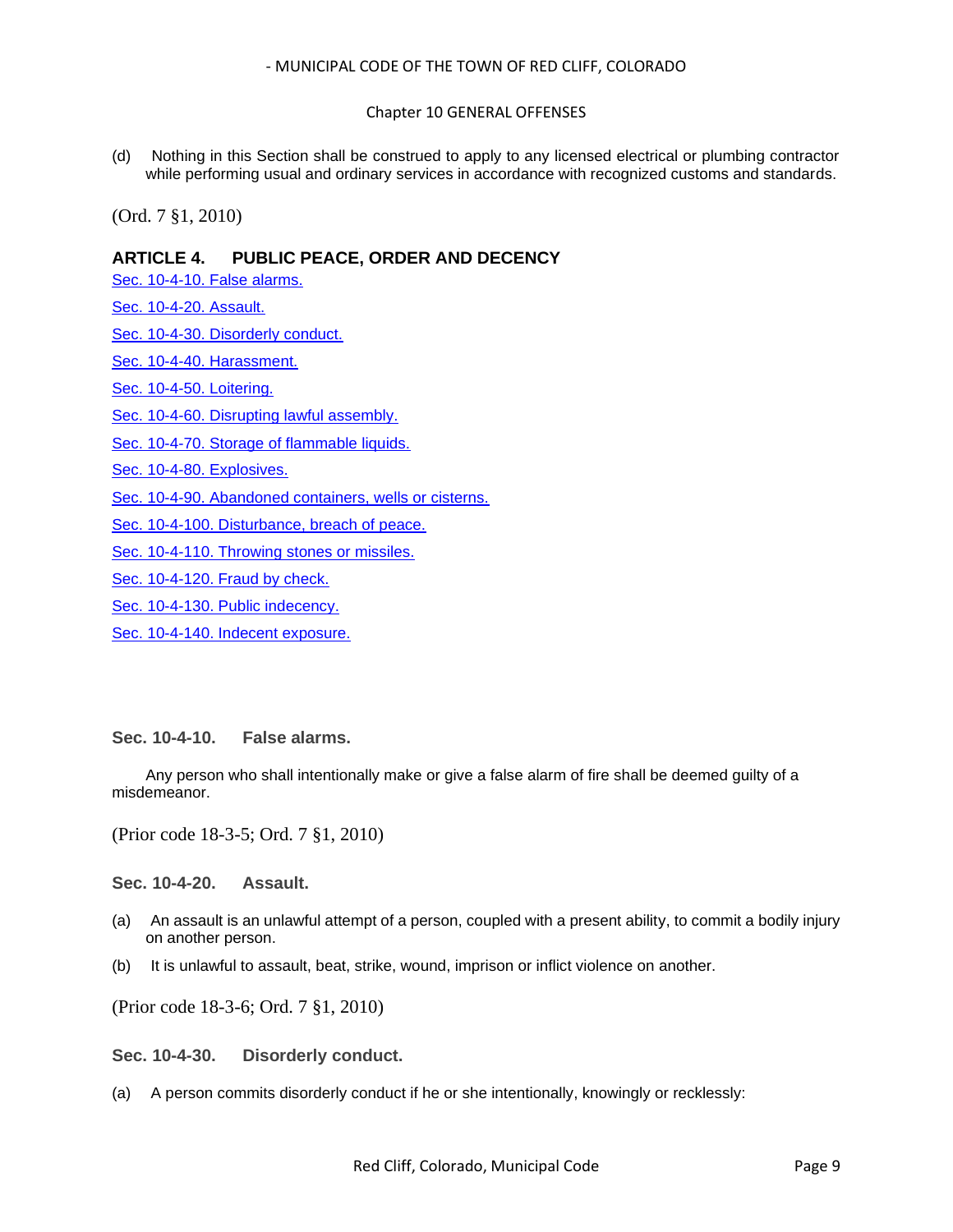(d) Nothing in this Section shall be construed to apply to any licensed electrical or plumbing contractor while performing usual and ordinary services in accordance with recognized customs and standards.

(Ord. 7 §1, 2010)

## ARTICLE 4. PUBLIC PEACE, ORDER AND DECENCY

Sec. 10-4-10. False alarms.

Sec. 10-4-20. Assault.

Sec. 10-4-30. Disorderly conduct.

Sec. 10-4-40. Harassment.

Sec. 10-4-50. Loitering.

Sec. 10-4-60. Disrupting lawful assembly.

Sec. 10-4-70. Storage of flammable liquids.

Sec. 10-4-80. Explosives.

Sec. 10-4-90. Abandoned containers, wells or cisterns.

Sec. 10-4-100. Disturbance, breach of peace.

Sec. 10-4-110. Throwing stones or missiles.

Sec. 10-4-120. Fraud by check.

Sec. 10-4-130. Public indecency.

Sec. 10-4-140. Indecent exposure.

### Sec. 10-4-10. False alarms.

Any person who shall intentionally make or give a false alarm of fire shall be deemed guilty of a misdemeanor.

(Prior code 18-3-5; Ord. 7 §1, 2010)

### Sec. 10-4-20. Assault.

(a) An assault is an unlawful attempt of a person, coupled with a present ability, to commit a bodily injury on another person.

(b) It is unlawful to assault, beat, strike, wound, imprison or inflict violence on another.

(Prior code 18-3-6; Ord. 7 §1, 2010)

### Sec. 10-4-30. Disorderly conduct.

(a) A person commits disorderly conduct if he or she intentionally, knowingly or recklessly: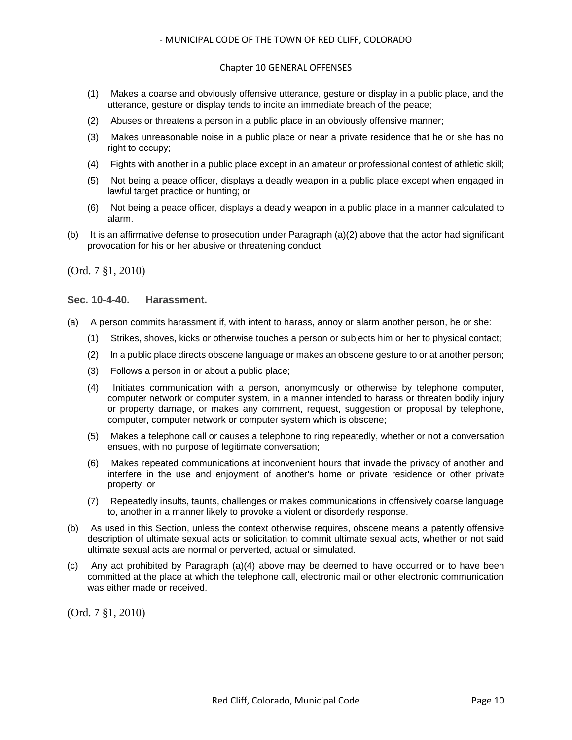(1) Makes a coarse and obviously offensive utterance, gesture or display in a public place, and the utterance, gesture or display tends to incite an immediate breach of the peace;

(2) Abuses or threatens a person in a public place in an obviously offensive manner;

(3) Makes unreasonable noise in a public place or near a private residence that he or she has no right to occupy;

(4) Fights with another in a public place except in an amateur or professional contest of athletic skill;

(5) Not being a peace officer, displays a deadly weapon in a public place except when engaged in lawful target practice or hunting; or

(6) Not being a peace officer, displays a deadly weapon in a public place in a manner calculated to alarm.

(b) It is an affirmative defense to prosecution under Paragraph (a)(2) above that the actor had significant provocation for his or her abusive or threatening conduct.

(Ord. 7 §1, 2010)

### Sec. 10-4-40. Harassment.

(a) A person commits harassment if, with intent to harass, annoy or alarm another person, he or she:

(1) Strikes, shoves, kicks or otherwise touches a person or subjects him or her to physical contact;

(2) In a public place directs obscene language or makes an obscene gesture to or at another person;

(3) Follows a person in or about a public place;

(4) Initiates communication with a person, anonymously or otherwise by telephone computer, computer network or computer system, in a manner intended to harass or threaten bodily injury or property damage, or makes any comment, request, suggestion or proposal by telephone, computer, computer network or computer system which is obscene;

(5) Makes a telephone call or causes a telephone to ring repeatedly, whether or not a conversation ensues, with no purpose of legitimate conversation;

(6) Makes repeated communications at inconvenient hours that invade the privacy of another and interfere in the use and enjoyment of another's home or private residence or other private property; or

(7) Repeatedly insults, taunts, challenges or makes communications in offensively coarse language to, another in a manner likely to provoke a violent or disorderly response.

(b) As used in this Section, unless the context otherwise requires, obscene means a patently offensive description of ultimate sexual acts or solicitation to commit ultimate sexual acts, whether or not said ultimate sexual acts are normal or perverted, actual or simulated.

(c) Any act prohibited by Paragraph (a)(4) above may be deemed to have occurred or to have been committed at the place at which the telephone call, electronic mail or other electronic communication was either made or received.

(Ord. 7 §1, 2010)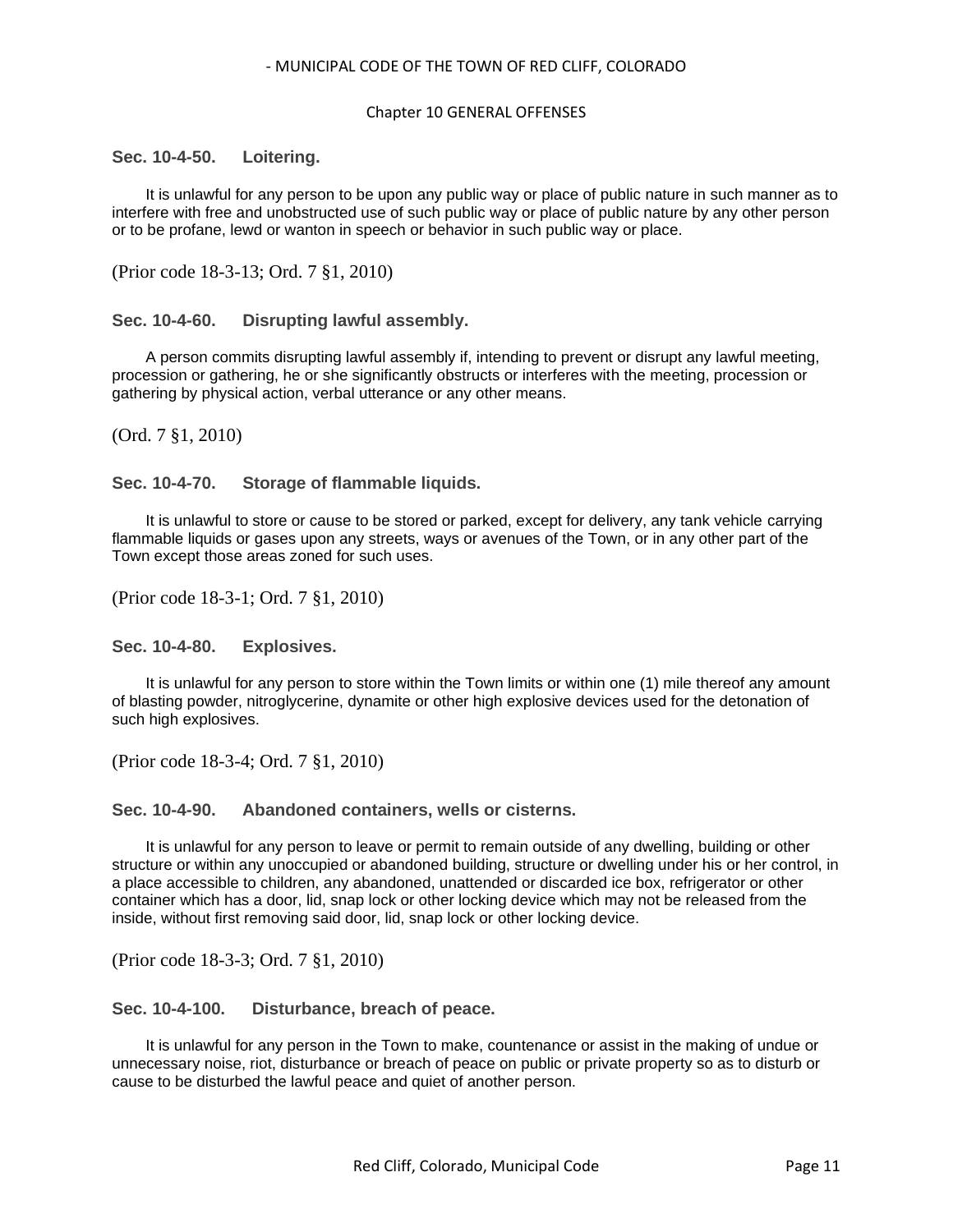### Sec. 10-4-50. Loitering.

It is unlawful for any person to be upon any public way or place of public nature in such manner as to interfere with free and unobstructed use of such public way or place of public nature by any other person or to be profane, lewd or wanton in speech or behavior in such public way or place.

(Prior code 18-3-13; Ord. 7 §1, 2010)

### Sec. 10-4-60. Disrupting lawful assembly.

A person commits disrupting lawful assembly if, intending to prevent or disrupt any lawful meeting, procession or gathering, he or she significantly obstructs or interferes with the meeting, procession or gathering by physical action, verbal utterance or any other means.

(Ord. 7 §1, 2010)

### Sec. 10-4-70. Storage of flammable liquids.

It is unlawful to store or cause to be stored or parked, except for delivery, any tank vehicle carrying flammable liquids or gases upon any streets, ways or avenues of the Town, or in any other part of the Town except those areas zoned for such uses.

(Prior code 18-3-1; Ord. 7 §1, 2010)

### Sec. 10-4-80. Explosives.

It is unlawful for any person to store within the Town limits or within one (1) mile thereof any amount of blasting powder, nitroglycerine, dynamite or other high explosive devices used for the detonation of such high explosives.

(Prior code 18-3-4; Ord. 7 §1, 2010)

### Sec. 10-4-90. Abandoned containers, wells or cisterns.

It is unlawful for any person to leave or permit to remain outside of any dwelling, building or other structure or within any unoccupied or abandoned building, structure or dwelling under his or her control, in a place accessible to children, any abandoned, unattended or discarded ice box, refrigerator or other container which has a door, lid, snap lock or other locking device which may not be released from the inside, without first removing said door, lid, snap lock or other locking device.

(Prior code 18-3-3; Ord. 7 §1, 2010)

### Sec. 10-4-100. Disturbance, breach of peace.

It is unlawful for any person in the Town to make, countenance or assist in the making of undue or unnecessary noise, riot, disturbance or breach of peace on public or private property so as to disturb or cause to be disturbed the lawful peace and quiet of another person.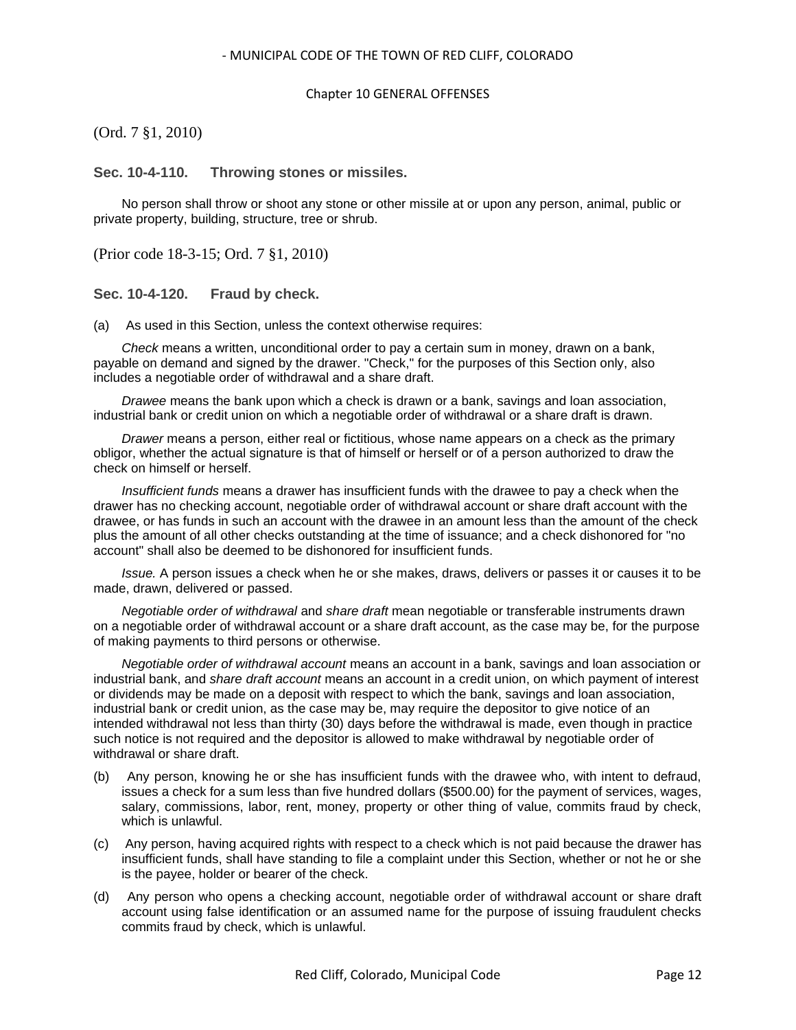(Ord. 7 §1, 2010)

### Sec. 10-4-110. Throwing stones or missiles.

No person shall throw or shoot any stone or other missile at or upon any person, animal, public or private property, building, structure, tree or shrub.

(Prior code 18-3-15; Ord. 7 §1, 2010)

### Sec. 10-4-120. Fraud by check.

(a) As used in this Section, unless the context otherwise requires:

*Check* means a written, unconditional order to pay a certain sum in money, drawn on a bank, payable on demand and signed by the drawer. "Check," for the purposes of this Section only, also includes a negotiable order of withdrawal and a share draft.

*Drawee* means the bank upon which a check is drawn or a bank, savings and loan association, industrial bank or credit union on which a negotiable order of withdrawal or a share draft is drawn.

*Drawer* means a person, either real or fictitious, whose name appears on a check as the primary obligor, whether the actual signature is that of himself or herself or of a person authorized to draw the check on himself or herself.

*Insufficient funds* means a drawer has insufficient funds with the drawee to pay a check when the drawer has no checking account, negotiable order of withdrawal account or share draft account with the drawee, or has funds in such an account with the drawee in an amount less than the amount of the check plus the amount of all other checks outstanding at the time of issuance; and a check dishonored for "no account" shall also be deemed to be dishonored for insufficient funds.

*Issue.* A person issues a check when he or she makes, draws, delivers or passes it or causes it to be made, drawn, delivered or passed.

*Negotiable order of withdrawal* and *share draft* mean negotiable or transferable instruments drawn on a negotiable order of withdrawal account or a share draft account, as the case may be, for the purpose of making payments to third persons or otherwise.

*Negotiable order of withdrawal account* means an account in a bank, savings and loan association or industrial bank, and *share draft account* means an account in a credit union, on which payment of interest or dividends may be made on a deposit with respect to which the bank, savings and loan association, industrial bank or credit union, as the case may be, may require the depositor to give notice of an intended withdrawal not less than thirty (30) days before the withdrawal is made, even though in practice such notice is not required and the depositor is allowed to make withdrawal by negotiable order of withdrawal or share draft.

(b) Any person, knowing he or she has insufficient funds with the drawee who, with intent to defraud, issues a check for a sum less than five hundred dollars ($500.00) for the payment of services, wages, salary, commissions, labor, rent, money, property or other thing of value, commits fraud by check, which is unlawful.

(c) Any person, having acquired rights with respect to a check which is not paid because the drawer has insufficient funds, shall have standing to file a complaint under this Section, whether or not he or she is the payee, holder or bearer of the check.

(d) Any person who opens a checking account, negotiable order of withdrawal account or share draft account using false identification or an assumed name for the purpose of issuing fraudulent checks commits fraud by check, which is unlawful.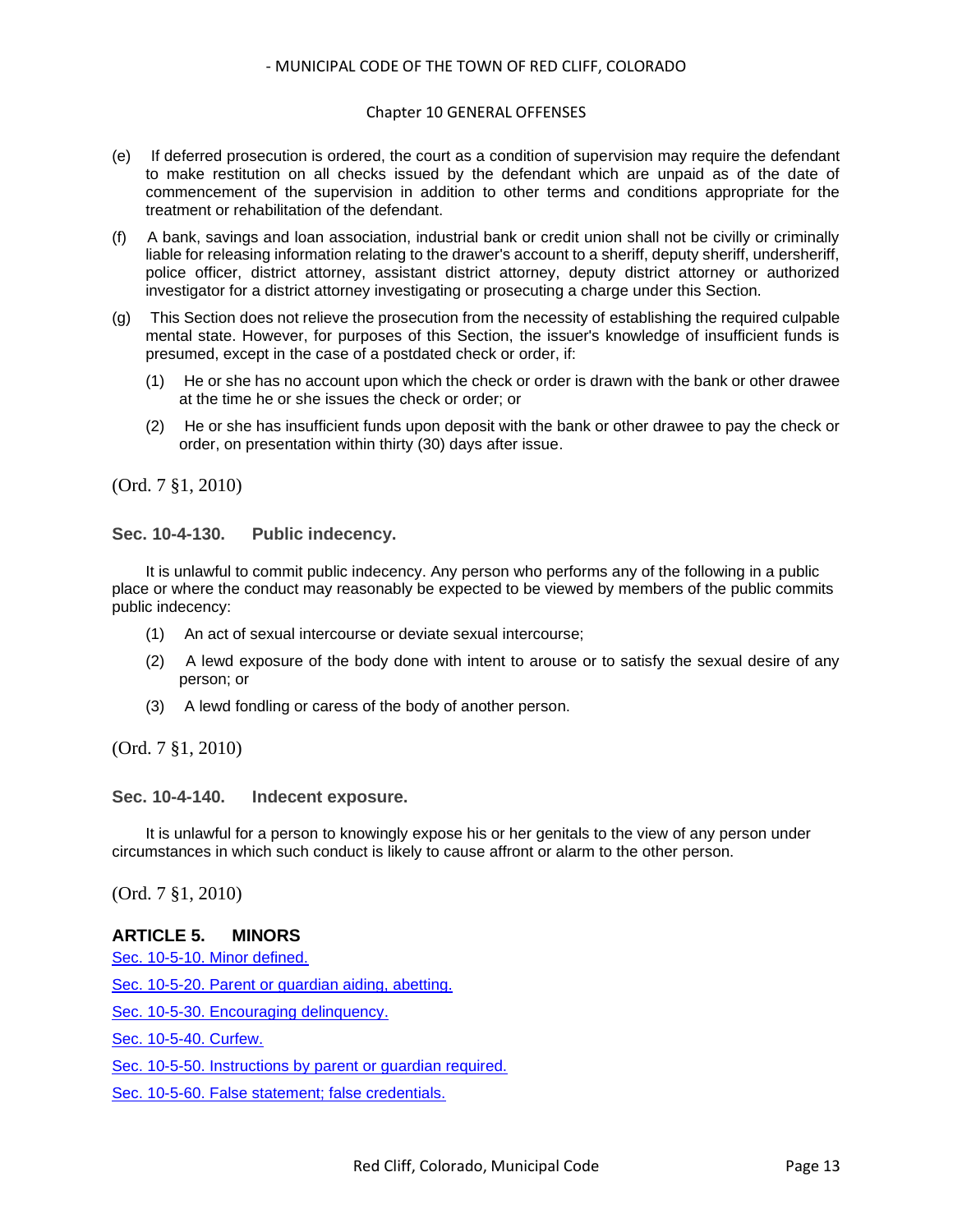(e) If deferred prosecution is ordered, the court as a condition of supervision may require the defendant to make restitution on all checks issued by the defendant which are unpaid as of the date of commencement of the supervision in addition to other terms and conditions appropriate for the treatment or rehabilitation of the defendant.

(f) A bank, savings and loan association, industrial bank or credit union shall not be civilly or criminally liable for releasing information relating to the drawer's account to a sheriff, deputy sheriff, undersheriff, police officer, district attorney, assistant district attorney, deputy district attorney or authorized investigator for a district attorney investigating or prosecuting a charge under this Section.

(g) This Section does not relieve the prosecution from the necessity of establishing the required culpable mental state. However, for purposes of this Section, the issuer's knowledge of insufficient funds is presumed, except in the case of a postdated check or order, if:

(1) He or she has no account upon which the check or order is drawn with the bank or other drawee at the time he or she issues the check or order; or

(2) He or she has insufficient funds upon deposit with the bank or other drawee to pay the check or order, on presentation within thirty (30) days after issue.

(Ord. 7 §1, 2010)

### Sec. 10-4-130. Public indecency.

It is unlawful to commit public indecency. Any person who performs any of the following in a public place or where the conduct may reasonably be expected to be viewed by members of the public commits public indecency:

(1) An act of sexual intercourse or deviate sexual intercourse;

(2) A lewd exposure of the body done with intent to arouse or to satisfy the sexual desire of any person; or

(3) A lewd fondling or caress of the body of another person.

(Ord. 7 §1, 2010)

### Sec. 10-4-140. Indecent exposure.

It is unlawful for a person to knowingly expose his or her genitals to the view of any person under circumstances in which such conduct is likely to cause affront or alarm to the other person.

(Ord. 7 §1, 2010)

## ARTICLE 5. MINORS

Sec. 10-5-10. Minor defined.

Sec. 10-5-20. Parent or guardian aiding, abetting.

Sec. 10-5-30. Encouraging delinquency.

Sec. 10-5-40. Curfew.

Sec. 10-5-50. Instructions by parent or guardian required.

Sec. 10-5-60. False statement; false credentials.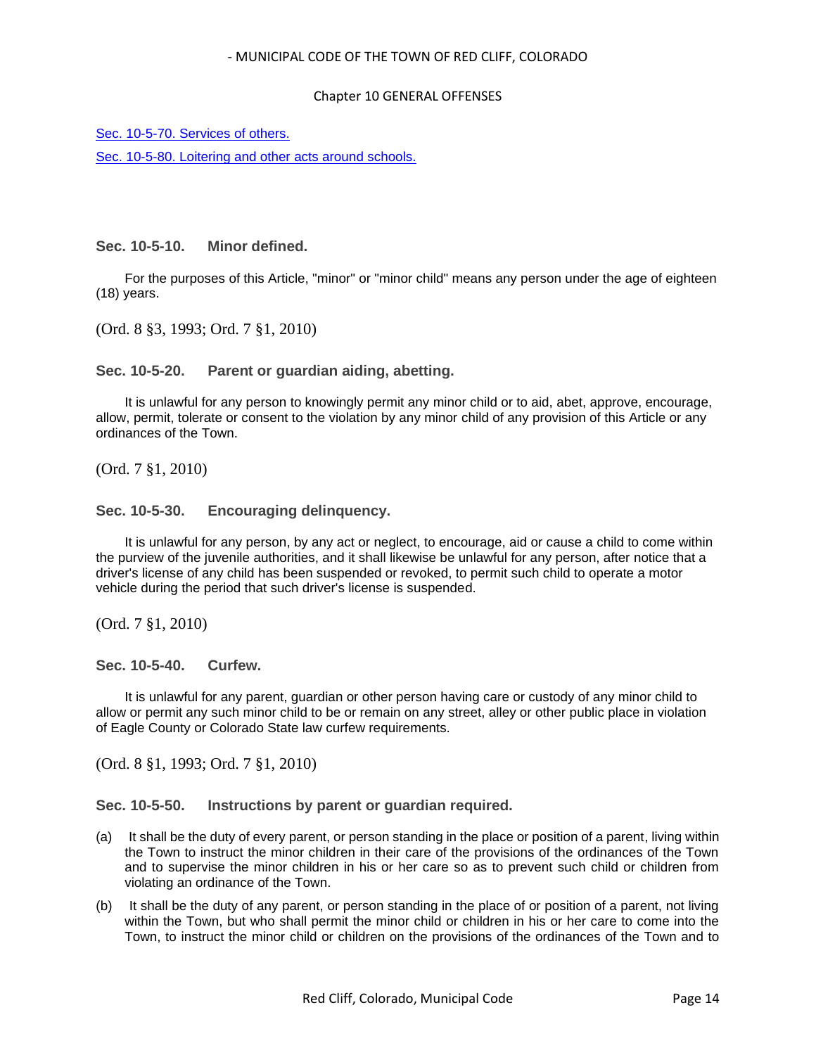[Sec. 10-5-70. Services of others.]

[Sec. 10-5-80. Loitering and other acts around schools.]

### Sec. 10-5-10. Minor defined.

For the purposes of this Article, "minor" or "minor child" means any person under the age of eighteen (18) years.

(Ord. 8 §3, 1993; Ord. 7 §1, 2010)

### Sec. 10-5-20. Parent or guardian aiding, abetting.

It is unlawful for any person to knowingly permit any minor child or to aid, abet, approve, encourage, allow, permit, tolerate or consent to the violation by any minor child of any provision of this Article or any ordinances of the Town.

(Ord. 7 §1, 2010)

### Sec. 10-5-30. Encouraging delinquency.

It is unlawful for any person, by any act or neglect, to encourage, aid or cause a child to come within the purview of the juvenile authorities, and it shall likewise be unlawful for any person, after notice that a driver's license of any child has been suspended or revoked, to permit such child to operate a motor vehicle during the period that such driver's license is suspended.

(Ord. 7 §1, 2010)

### Sec. 10-5-40. Curfew.

It is unlawful for any parent, guardian or other person having care or custody of any minor child to allow or permit any such minor child to be or remain on any street, alley or other public place in violation of Eagle County or Colorado State law curfew requirements.

(Ord. 8 §1, 1993; Ord. 7 §1, 2010)

### Sec. 10-5-50. Instructions by parent or guardian required.

(a) It shall be the duty of every parent, or person standing in the place or position of a parent, living within the Town to instruct the minor children in their care of the provisions of the ordinances of the Town and to supervise the minor children in his or her care so as to prevent such child or children from violating an ordinance of the Town.

(b) It shall be the duty of any parent, or person standing in the place of or position of a parent, not living within the Town, but who shall permit the minor child or children in his or her care to come into the Town, to instruct the minor child or children on the provisions of the ordinances of the Town and to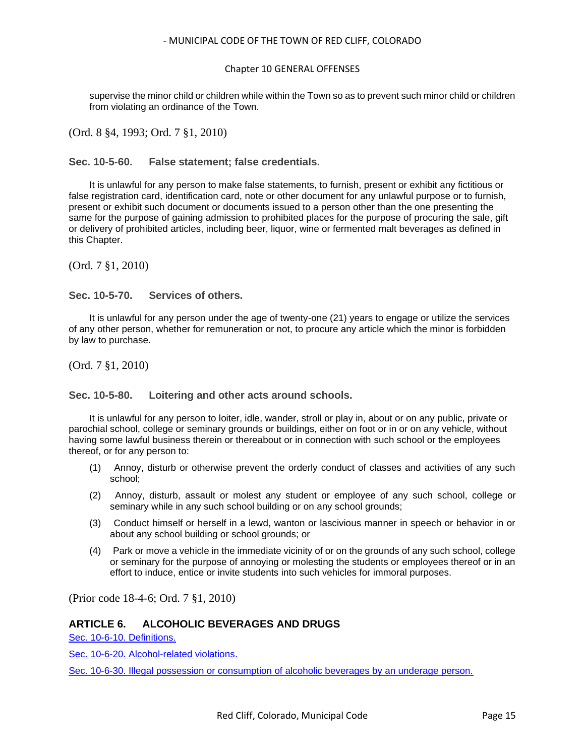supervise the minor child or children while within the Town so as to prevent such minor child or children from violating an ordinance of the Town.

(Ord. 8 §4, 1993; Ord. 7 §1, 2010)

### Sec. 10-5-60. False statement; false credentials.

It is unlawful for any person to make false statements, to furnish, present or exhibit any fictitious or false registration card, identification card, note or other document for any unlawful purpose or to furnish, present or exhibit such document or documents issued to a person other than the one presenting the same for the purpose of gaining admission to prohibited places for the purpose of procuring the sale, gift or delivery of prohibited articles, including beer, liquor, wine or fermented malt beverages as defined in this Chapter.

(Ord. 7 §1, 2010)

### Sec. 10-5-70. Services of others.

It is unlawful for any person under the age of twenty-one (21) years to engage or utilize the services of any other person, whether for remuneration or not, to procure any article which the minor is forbidden by law to purchase.

(Ord. 7 §1, 2010)

### Sec. 10-5-80. Loitering and other acts around schools.

It is unlawful for any person to loiter, idle, wander, stroll or play in, about or on any public, private or parochial school, college or seminary grounds or buildings, either on foot or in or on any vehicle, without having some lawful business therein or thereabout or in connection with such school or the employees thereof, or for any person to:

(1) Annoy, disturb or otherwise prevent the orderly conduct of classes and activities of any such school;

(2) Annoy, disturb, assault or molest any student or employee of any such school, college or seminary while in any such school building or on any school grounds;

(3) Conduct himself or herself in a lewd, wanton or lascivious manner in speech or behavior in or about any school building or school grounds; or

(4) Park or move a vehicle in the immediate vicinity of or on the grounds of any such school, college or seminary for the purpose of annoying or molesting the students or employees thereof or in an effort to induce, entice or invite students into such vehicles for immoral purposes.

(Prior code 18-4-6; Ord. 7 §1, 2010)

## ARTICLE 6. ALCOHOLIC BEVERAGES AND DRUGS

Sec. 10-6-10. Definitions.

Sec. 10-6-20. Alcohol-related violations.

Sec. 10-6-30. Illegal possession or consumption of alcoholic beverages by an underage person.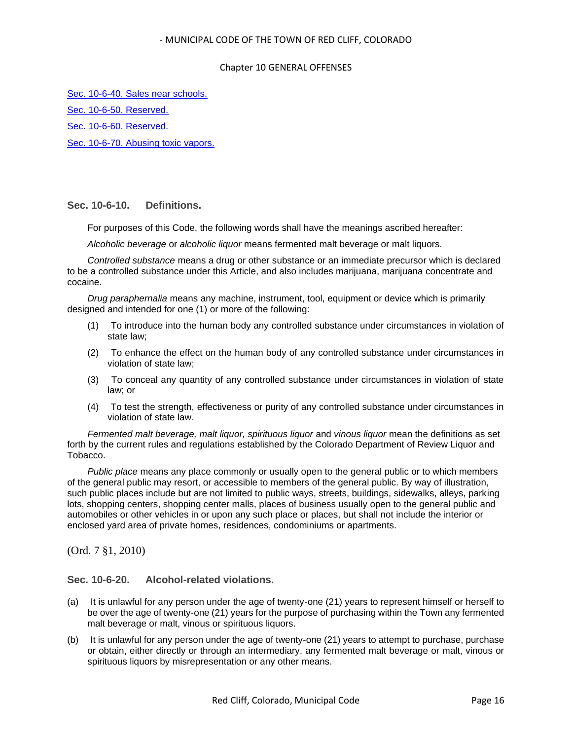[Sec. 10-6-40. Sales near schools.]

[Sec. 10-6-50. Reserved.]

[Sec. 10-6-60. Reserved.]

[Sec. 10-6-70. Abusing toxic vapors.]

### Sec. 10-6-10. Definitions.

For purposes of this Code, the following words shall have the meanings ascribed hereafter:

*Alcoholic beverage* or *alcoholic liquor* means fermented malt beverage or malt liquors.

*Controlled substance* means a drug or other substance or an immediate precursor which is declared to be a controlled substance under this Article, and also includes marijuana, marijuana concentrate and cocaine.

*Drug paraphernalia* means any machine, instrument, tool, equipment or device which is primarily designed and intended for one (1) or more of the following:

(1) To introduce into the human body any controlled substance under circumstances in violation of state law;

(2) To enhance the effect on the human body of any controlled substance under circumstances in violation of state law;

(3) To conceal any quantity of any controlled substance under circumstances in violation of state law; or

(4) To test the strength, effectiveness or purity of any controlled substance under circumstances in violation of state law.

*Fermented malt beverage, malt liquor, spirituous liquor* and *vinous liquor* mean the definitions as set forth by the current rules and regulations established by the Colorado Department of Review Liquor and Tobacco.

*Public place* means any place commonly or usually open to the general public or to which members of the general public may resort, or accessible to members of the general public. By way of illustration, such public places include but are not limited to public ways, streets, buildings, sidewalks, alleys, parking lots, shopping centers, shopping center malls, places of business usually open to the general public and automobiles or other vehicles in or upon any such place or places, but shall not include the interior or enclosed yard area of private homes, residences, condominiums or apartments.

(Ord. 7 §1, 2010)

### Sec. 10-6-20. Alcohol-related violations.

(a) It is unlawful for any person under the age of twenty-one (21) years to represent himself or herself to be over the age of twenty-one (21) years for the purpose of purchasing within the Town any fermented malt beverage or malt, vinous or spirituous liquors.

(b) It is unlawful for any person under the age of twenty-one (21) years to attempt to purchase, purchase or obtain, either directly or through an intermediary, any fermented malt beverage or malt, vinous or spirituous liquors by misrepresentation or any other means.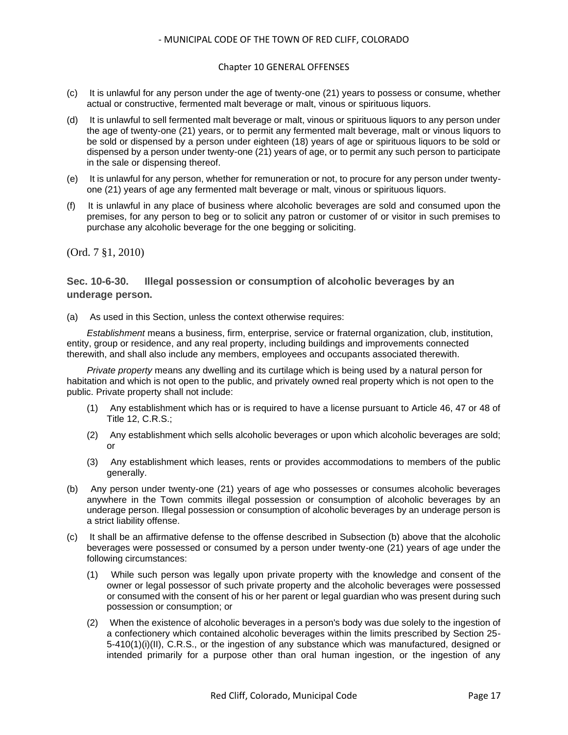(c) It is unlawful for any person under the age of twenty-one (21) years to possess or consume, whether actual or constructive, fermented malt beverage or malt, vinous or spirituous liquors.

(d) It is unlawful to sell fermented malt beverage or malt, vinous or spirituous liquors to any person under the age of twenty-one (21) years, or to permit any fermented malt beverage, malt or vinous liquors to be sold or dispensed by a person under eighteen (18) years of age or spirituous liquors to be sold or dispensed by a person under twenty-one (21) years of age, or to permit any such person to participate in the sale or dispensing thereof.

(e) It is unlawful for any person, whether for remuneration or not, to procure for any person under twenty-one (21) years of age any fermented malt beverage or malt, vinous or spirituous liquors.

(f) It is unlawful in any place of business where alcoholic beverages are sold and consumed upon the premises, for any person to beg or to solicit any patron or customer of or visitor in such premises to purchase any alcoholic beverage for the one begging or soliciting.

(Ord. 7 §1, 2010)

### Sec. 10-6-30. Illegal possession or consumption of alcoholic beverages by an underage person.

(a) As used in this Section, unless the context otherwise requires:

*Establishment* means a business, firm, enterprise, service or fraternal organization, club, institution, entity, group or residence, and any real property, including buildings and improvements connected therewith, and shall also include any members, employees and occupants associated therewith.

*Private property* means any dwelling and its curtilage which is being used by a natural person for habitation and which is not open to the public, and privately owned real property which is not open to the public. Private property shall not include:

(1) Any establishment which has or is required to have a license pursuant to Article 46, 47 or 48 of Title 12, C.R.S.;

(2) Any establishment which sells alcoholic beverages or upon which alcoholic beverages are sold; or

(3) Any establishment which leases, rents or provides accommodations to members of the public generally.

(b) Any person under twenty-one (21) years of age who possesses or consumes alcoholic beverages anywhere in the Town commits illegal possession or consumption of alcoholic beverages by an underage person. Illegal possession or consumption of alcoholic beverages by an underage person is a strict liability offense.

(c) It shall be an affirmative defense to the offense described in Subsection (b) above that the alcoholic beverages were possessed or consumed by a person under twenty-one (21) years of age under the following circumstances:

(1) While such person was legally upon private property with the knowledge and consent of the owner or legal possessor of such private property and the alcoholic beverages were possessed or consumed with the consent of his or her parent or legal guardian who was present during such possession or consumption; or

(2) When the existence of alcoholic beverages in a person's body was due solely to the ingestion of a confectionery which contained alcoholic beverages within the limits prescribed by Section 25-5-410(1)(i)(II), C.R.S., or the ingestion of any substance which was manufactured, designed or intended primarily for a purpose other than oral human ingestion, or the ingestion of any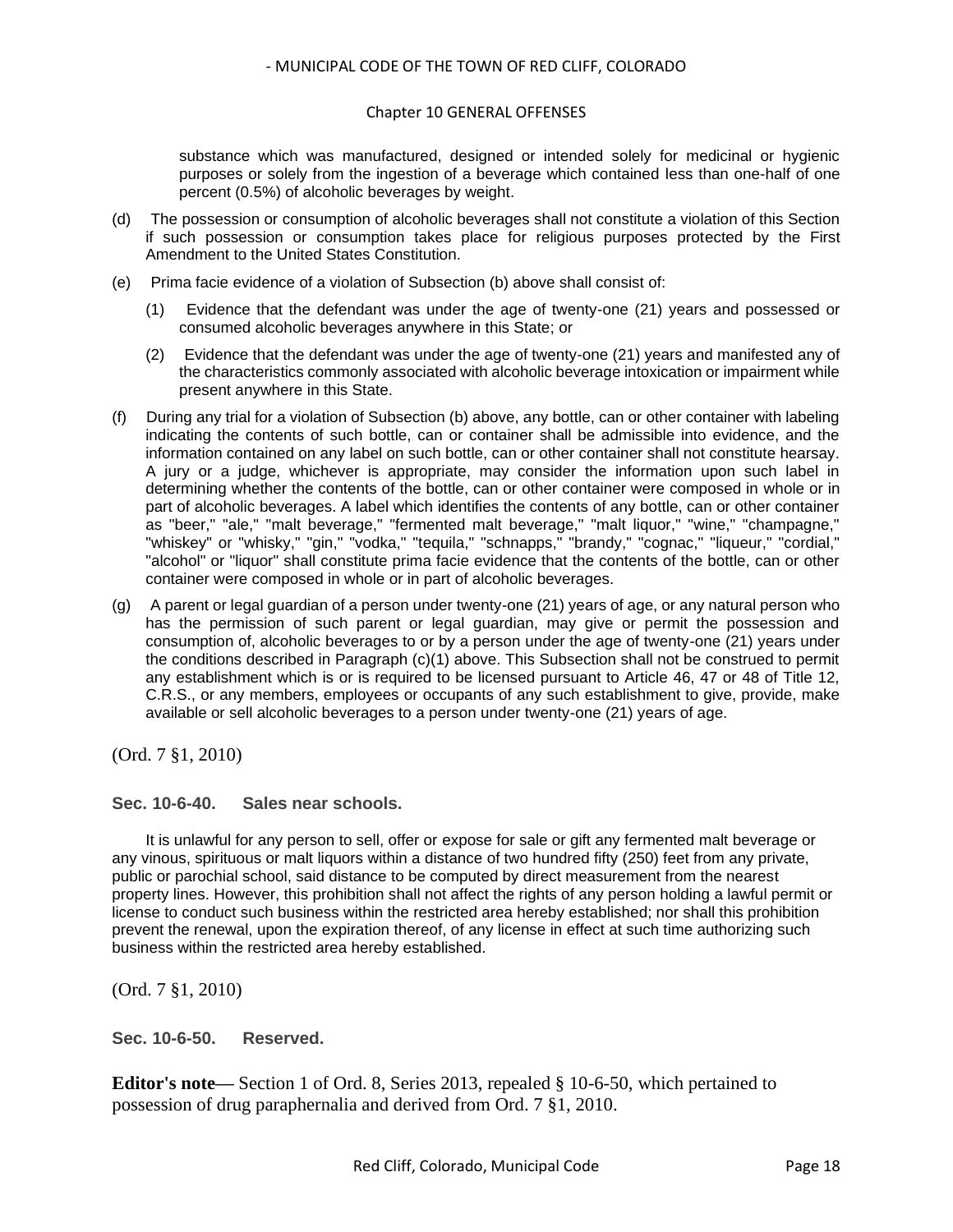substance which was manufactured, designed or intended solely for medicinal or hygienic purposes or solely from the ingestion of a beverage which contained less than one-half of one percent (0.5%) of alcoholic beverages by weight.

(d) The possession or consumption of alcoholic beverages shall not constitute a violation of this Section if such possession or consumption takes place for religious purposes protected by the First Amendment to the United States Constitution.

(e) Prima facie evidence of a violation of Subsection (b) above shall consist of:

(1) Evidence that the defendant was under the age of twenty-one (21) years and possessed or consumed alcoholic beverages anywhere in this State; or

(2) Evidence that the defendant was under the age of twenty-one (21) years and manifested any of the characteristics commonly associated with alcoholic beverage intoxication or impairment while present anywhere in this State.

(f) During any trial for a violation of Subsection (b) above, any bottle, can or other container with labeling indicating the contents of such bottle, can or container shall be admissible into evidence, and the information contained on any label on such bottle, can or other container shall not constitute hearsay. A jury or a judge, whichever is appropriate, may consider the information upon such label in determining whether the contents of the bottle, can or other container were composed in whole or in part of alcoholic beverages. A label which identifies the contents of any bottle, can or other container as "beer," "ale," "malt beverage," "fermented malt beverage," "malt liquor," "wine," "champagne," "whiskey" or "whisky," "gin," "vodka," "tequila," "schnapps," "brandy," "cognac," "liqueur," "cordial," "alcohol" or "liquor" shall constitute prima facie evidence that the contents of the bottle, can or other container were composed in whole or in part of alcoholic beverages.

(g) A parent or legal guardian of a person under twenty-one (21) years of age, or any natural person who has the permission of such parent or legal guardian, may give or permit the possession and consumption of, alcoholic beverages to or by a person under the age of twenty-one (21) years under the conditions described in Paragraph (c)(1) above. This Subsection shall not be construed to permit any establishment which is or is required to be licensed pursuant to Article 46, 47 or 48 of Title 12, C.R.S., or any members, employees or occupants of any such establishment to give, provide, make available or sell alcoholic beverages to a person under twenty-one (21) years of age.

(Ord. 7 §1, 2010)

### Sec. 10-6-40. Sales near schools.

It is unlawful for any person to sell, offer or expose for sale or gift any fermented malt beverage or any vinous, spirituous or malt liquors within a distance of two hundred fifty (250) feet from any private, public or parochial school, said distance to be computed by direct measurement from the nearest property lines. However, this prohibition shall not affect the rights of any person holding a lawful permit or license to conduct such business within the restricted area hereby established; nor shall this prohibition prevent the renewal, upon the expiration thereof, of any license in effect at such time authorizing such business within the restricted area hereby established.

(Ord. 7 §1, 2010)

### Sec. 10-6-50. Reserved.

**Editor's note—** Section 1 of Ord. 8, Series 2013, repealed § 10-6-50, which pertained to possession of drug paraphernalia and derived from Ord. 7 §1, 2010.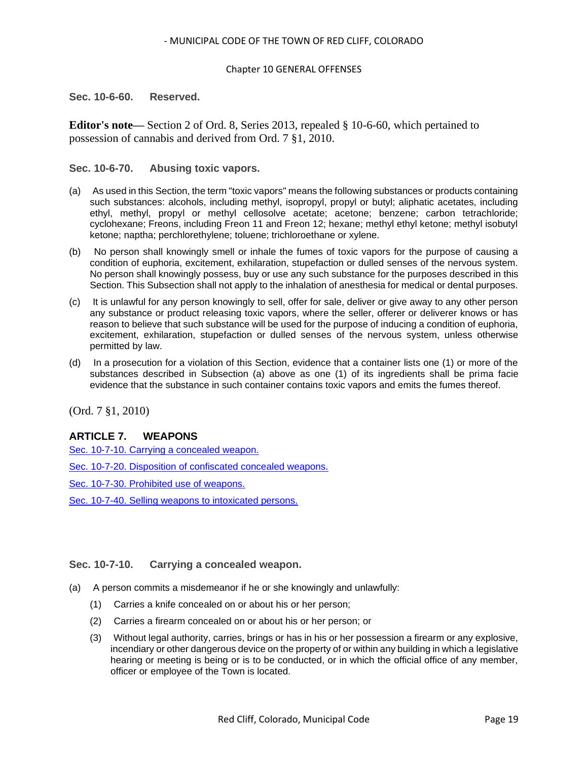### Sec. 10-6-60. Reserved.

**Editor's note—** Section 2 of Ord. 8, Series 2013, repealed § 10-6-60, which pertained to possession of cannabis and derived from Ord. 7 §1, 2010.

### Sec. 10-6-70. Abusing toxic vapors.

(a) As used in this Section, the term "toxic vapors" means the following substances or products containing such substances: alcohols, including methyl, isopropyl, propyl or butyl; aliphatic acetates, including ethyl, methyl, propyl or methyl cellosolve acetate; acetone; benzene; carbon tetrachloride; cyclohexane; Freons, including Freon 11 and Freon 12; hexane; methyl ethyl ketone; methyl isobutyl ketone; naptha; perchlorethylene; toluene; trichloroethane or xylene.

(b) No person shall knowingly smell or inhale the fumes of toxic vapors for the purpose of causing a condition of euphoria, excitement, exhilaration, stupefaction or dulled senses of the nervous system. No person shall knowingly possess, buy or use any such substance for the purposes described in this Section. This Subsection shall not apply to the inhalation of anesthesia for medical or dental purposes.

(c) It is unlawful for any person knowingly to sell, offer for sale, deliver or give away to any other person any substance or product releasing toxic vapors, where the seller, offerer or deliverer knows or has reason to believe that such substance will be used for the purpose of inducing a condition of euphoria, excitement, exhilaration, stupefaction or dulled senses of the nervous system, unless otherwise permitted by law.

(d) In a prosecution for a violation of this Section, evidence that a container lists one (1) or more of the substances described in Subsection (a) above as one (1) of its ingredients shall be prima facie evidence that the substance in such container contains toxic vapors and emits the fumes thereof.

(Ord. 7 §1, 2010)

## ARTICLE 7. WEAPONS

Sec. 10-7-10. Carrying a concealed weapon.

Sec. 10-7-20. Disposition of confiscated concealed weapons.

Sec. 10-7-30. Prohibited use of weapons.

Sec. 10-7-40. Selling weapons to intoxicated persons.

### Sec. 10-7-10. Carrying a concealed weapon.

(a) A person commits a misdemeanor if he or she knowingly and unlawfully:

(1) Carries a knife concealed on or about his or her person;

(2) Carries a firearm concealed on or about his or her person; or

(3) Without legal authority, carries, brings or has in his or her possession a firearm or any explosive, incendiary or other dangerous device on the property of or within any building in which a legislative hearing or meeting is being or is to be conducted, or in which the official office of any member, officer or employee of the Town is located.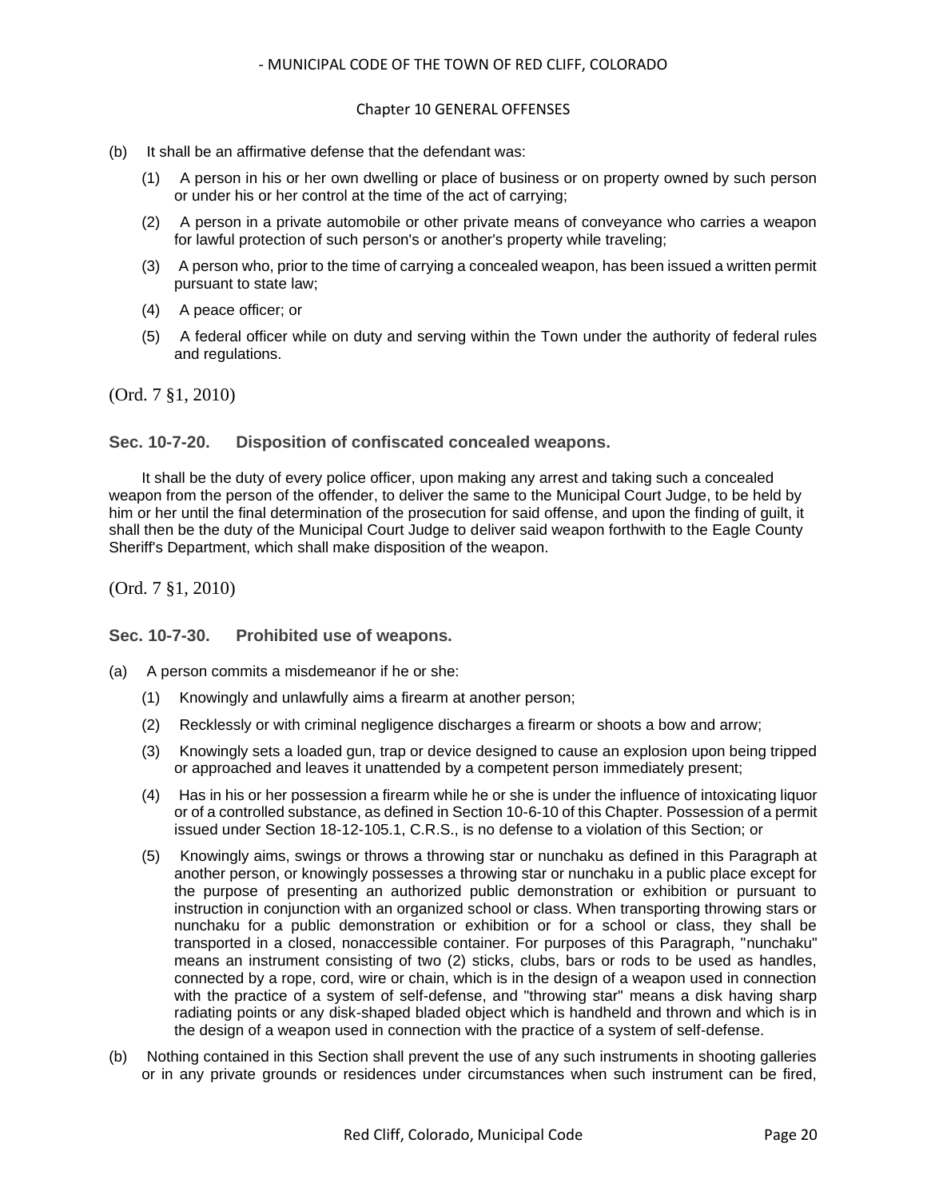(b) It shall be an affirmative defense that the defendant was:

(1) A person in his or her own dwelling or place of business or on property owned by such person or under his or her control at the time of the act of carrying;

(2) A person in a private automobile or other private means of conveyance who carries a weapon for lawful protection of such person's or another's property while traveling;

(3) A person who, prior to the time of carrying a concealed weapon, has been issued a written permit pursuant to state law;

(4) A peace officer; or

(5) A federal officer while on duty and serving within the Town under the authority of federal rules and regulations.

(Ord. 7 §1, 2010)

### Sec. 10-7-20. Disposition of confiscated concealed weapons.

It shall be the duty of every police officer, upon making any arrest and taking such a concealed weapon from the person of the offender, to deliver the same to the Municipal Court Judge, to be held by him or her until the final determination of the prosecution for said offense, and upon the finding of guilt, it shall then be the duty of the Municipal Court Judge to deliver said weapon forthwith to the Eagle County Sheriff's Department, which shall make disposition of the weapon.

(Ord. 7 §1, 2010)

### Sec. 10-7-30. Prohibited use of weapons.

(a) A person commits a misdemeanor if he or she:

(1) Knowingly and unlawfully aims a firearm at another person;

(2) Recklessly or with criminal negligence discharges a firearm or shoots a bow and arrow;

(3) Knowingly sets a loaded gun, trap or device designed to cause an explosion upon being tripped or approached and leaves it unattended by a competent person immediately present;

(4) Has in his or her possession a firearm while he or she is under the influence of intoxicating liquor or of a controlled substance, as defined in Section 10-6-10 of this Chapter. Possession of a permit issued under Section 18-12-105.1, C.R.S., is no defense to a violation of this Section; or

(5) Knowingly aims, swings or throws a throwing star or nunchaku as defined in this Paragraph at another person, or knowingly possesses a throwing star or nunchaku in a public place except for the purpose of presenting an authorized public demonstration or exhibition or pursuant to instruction in conjunction with an organized school or class. When transporting throwing stars or nunchaku for a public demonstration or exhibition or for a school or class, they shall be transported in a closed, nonaccessible container. For purposes of this Paragraph, "nunchaku" means an instrument consisting of two (2) sticks, clubs, bars or rods to be used as handles, connected by a rope, cord, wire or chain, which is in the design of a weapon used in connection with the practice of a system of self-defense, and "throwing star" means a disk having sharp radiating points or any disk-shaped bladed object which is handheld and thrown and which is in the design of a weapon used in connection with the practice of a system of self-defense.

(b) Nothing contained in this Section shall prevent the use of any such instruments in shooting galleries or in any private grounds or residences under circumstances when such instrument can be fired,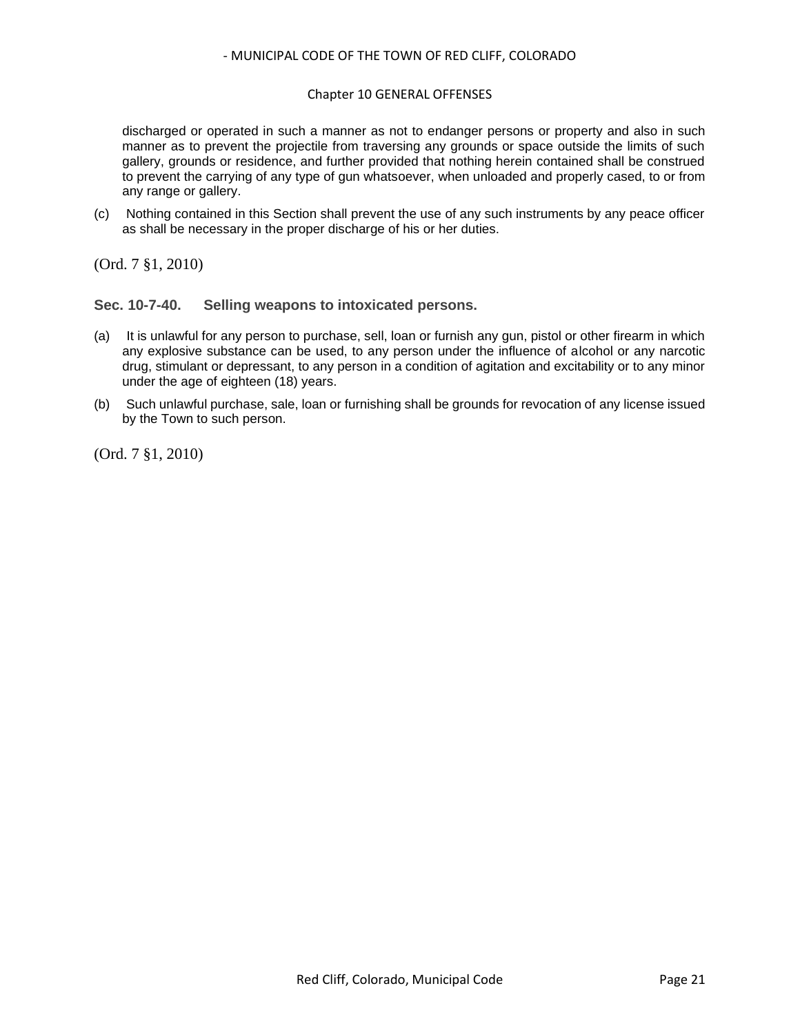discharged or operated in such a manner as not to endanger persons or property and also in such manner as to prevent the projectile from traversing any grounds or space outside the limits of such gallery, grounds or residence, and further provided that nothing herein contained shall be construed to prevent the carrying of any type of gun whatsoever, when unloaded and properly cased, to or from any range or gallery.

(c) Nothing contained in this Section shall prevent the use of any such instruments by any peace officer as shall be necessary in the proper discharge of his or her duties.

(Ord. 7 §1, 2010)

### Sec. 10-7-40. Selling weapons to intoxicated persons.

(a) It is unlawful for any person to purchase, sell, loan or furnish any gun, pistol or other firearm in which any explosive substance can be used, to any person under the influence of alcohol or any narcotic drug, stimulant or depressant, to any person in a condition of agitation and excitability or to any minor under the age of eighteen (18) years.

(b) Such unlawful purchase, sale, loan or furnishing shall be grounds for revocation of any license issued by the Town to such person.

(Ord. 7 §1, 2010)